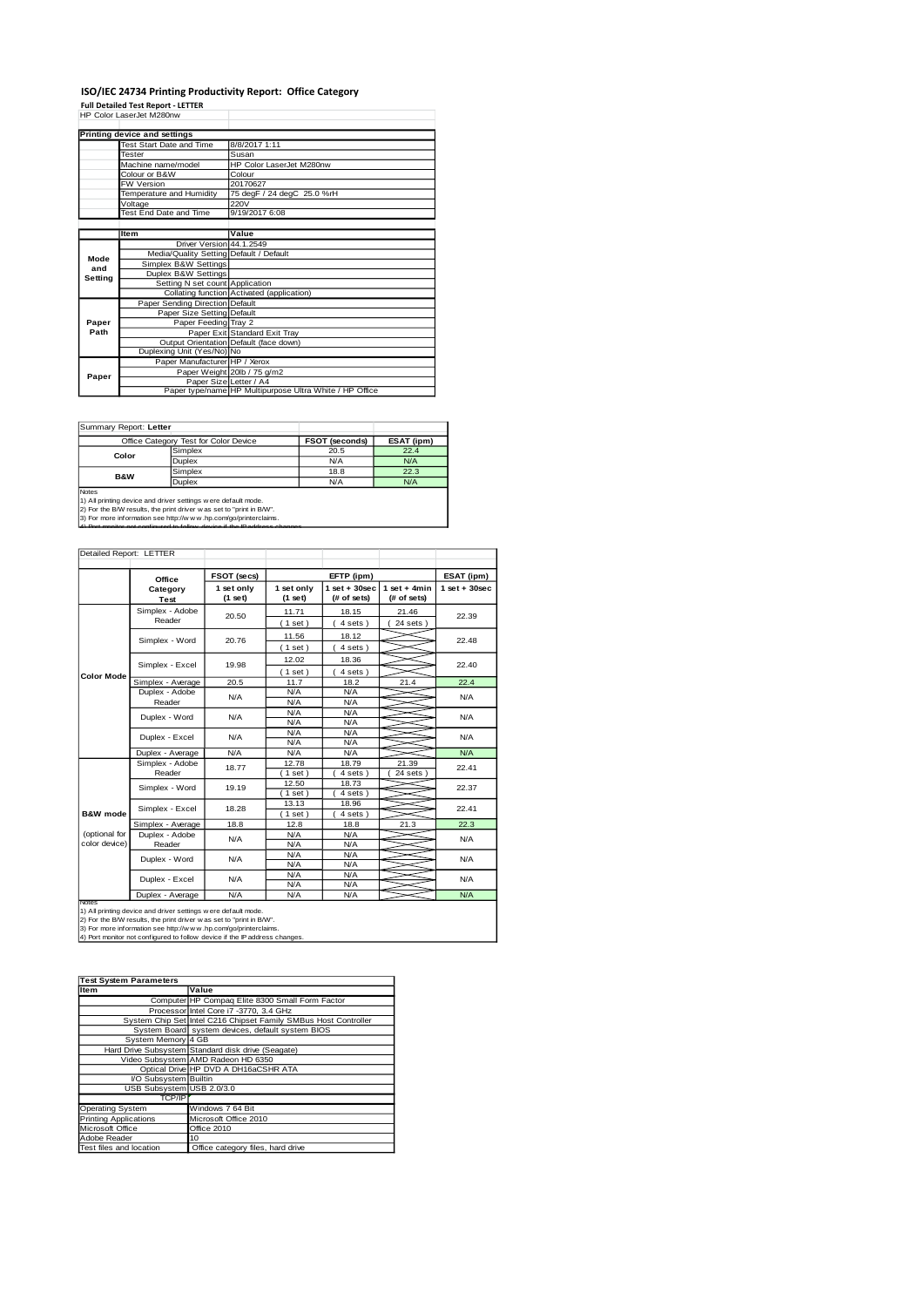# ISO/IEC 24734 Printing Productivity Report: Office Category

**Full Detailed Test Report - LETTER**

HP Color LaserJet M280nw

| Printing device and settings | |
|---|---|
| Test Start Date and Time | 8/8/2017 1:11 |
| Tester | Susan |
| Machine name/model | HP Color LaserJet M280nw |
| Colour or B&W | Colour |
| FW Version | 20170627 |
| Temperature and Humidity | 75 degF / 24 degC 25.0 %rH |
| Voltage | 220V |
| Test End Date and Time | 9/19/2017 6:08 |

| | Item | Value |
|---|---|---|
| Mode and Setting | Driver Version | 44.1.2549 |
| | Media/Quality Setting | Default / Default |
| | Simplex B&W Settings | |
| | Duplex B&W Settings | |
| | Setting N set count | Application |
| | Collating function | Activated (application) |
| Paper Path | Paper Sending Direction | Default |
| | Paper Size Setting | Default |
| | Paper Feeding | Tray 2 |
| | Paper Exit | Standard Exit Tray |
| | Output Orientation | Default (face down) |
| | Duplexing Unit (Yes/No) | No |
| Paper | Paper Manufacturer | HP / Xerox |
| | Paper Weight | 20lb / 75 g/m2 |
| | Paper Size | Letter / A4 |
| | Paper type/name | HP Multipurpose Ultra White / HP Office |

Summary Report: **Letter**

| Office Category Test for Color Device | | FSOT (seconds) | ESAT (ipm) |
|---|---|---|---|
| Color | Simplex | 20.5 | 22.4 |
| | Duplex | N/A | N/A |
| B&W | Simplex | 18.8 | 22.3 |
| | Duplex | N/A | N/A |

Notes
1) All printing device and driver settings were default mode.
2) For the B/W results, the print driver was set to "print in B/W".
3) For more information see http://www.hp.com/go/printerclaims.
4) Port monitor not configured to follow device if the IP address changes.

Detailed Report: LETTER

| | Office Category Test | FSOT (secs) 1 set only (1 set) | EFTP (ipm) 1 set only (1 set) | EFTP (ipm) 1 set + 30sec (# of sets) | EFTP (ipm) 1 set + 4min (# of sets) | ESAT (ipm) 1 set + 30sec |
|---|---|---|---|---|---|---|
| Color Mode | Simplex - Adobe Reader | 20.50 | 11.71 (1 set) | 18.15 (4 sets) | 21.46 (24 sets) | 22.39 |
| | Simplex - Word | 20.76 | 11.56 (1 set) | 18.12 (4 sets) | | 22.48 |
| | Simplex - Excel | 19.98 | 12.02 (1 set) | 18.36 (4 sets) | | 22.40 |
| | Simplex - Average | 20.5 | 11.7 | 18.2 | 21.4 | 22.4 |
| | Duplex - Adobe Reader | N/A | N/A N/A | N/A N/A | | N/A |
| | Duplex - Word | N/A | N/A N/A | N/A N/A | | N/A |
| | Duplex - Excel | N/A | N/A N/A | N/A N/A | | N/A |
| | Duplex - Average | N/A | N/A | N/A | | N/A |
| B&W mode (optional for color device) | Simplex - Adobe Reader | 18.77 | 12.78 (1 set) | 18.79 (4 sets) | 21.39 (24 sets) | 22.41 |
| | Simplex - Word | 19.19 | 12.50 (1 set) | 18.73 (4 sets) | | 22.37 |
| | Simplex - Excel | 18.28 | 13.13 (1 set) | 18.96 (4 sets) | | 22.41 |
| | Simplex - Average | 18.8 | 12.8 | 18.8 | 21.3 | 22.3 |
| | Duplex - Adobe Reader | N/A | N/A N/A | N/A N/A | | N/A |
| | Duplex - Word | N/A | N/A N/A | N/A N/A | | N/A |
| | Duplex - Excel | N/A | N/A N/A | N/A N/A | | N/A |
| | Duplex - Average | N/A | N/A | N/A | | N/A |

Notes
1) All printing device and driver settings were default mode.
2) For the B/W results, the print driver was set to "print in B/W".
3) For more information see http://www.hp.com/go/printerclaims.
4) Port monitor not configured to follow device if the IP address changes.

| Test System Parameters | |
|---|---|
| **Item** | **Value** |
| Computer | HP Compaq Elite 8300 Small Form Factor |
| Processor | Intel Core i7 -3770, 3.4 GHz |
| System Chip Set | Intel C216 Chipset Family SMBus Host Controller |
| System Board | system devices, default system BIOS |
| System Memory | 4 GB |
| Hard Drive Subsystem | Standard disk drive (Seagate) |
| Video Subsystem | AMD Radeon HD 6350 |
| Optical Drive | HP DVD A DH16aCSHR ATA |
| I/O Subsystem | Builtin |
| USB Subsystem | USB 2.0/3.0 |
| TCP/IP | |
| Operating System | Windows 7 64 Bit |
| Printing Applications | Microsoft Office 2010 |
| Microsoft Office | Office 2010 |
| Adobe Reader | 10 |
| Test files and location | Office category files, hard drive |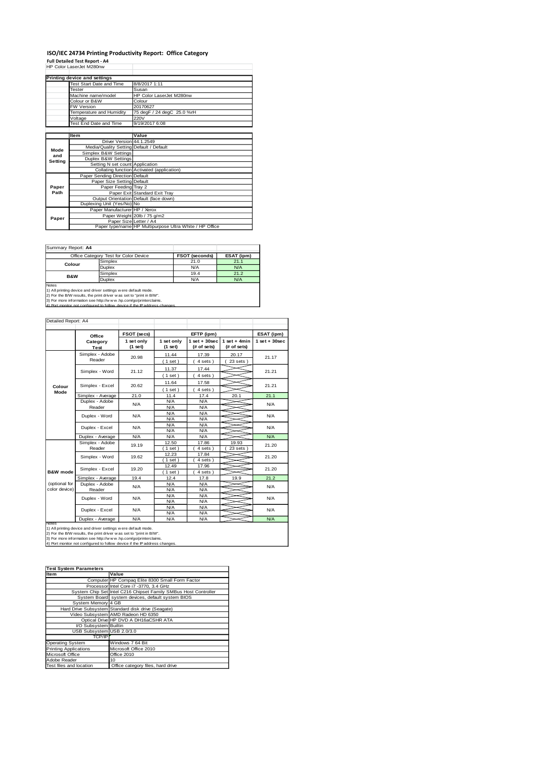# ISO/IEC 24734 Printing Productivity Report: Office Category

**Full Detailed Test Report - A4**

HP Color LaserJet M280nw

| Printing device and settings | |
|---|---|
| Test Start Date and Time | 8/8/2017 1:11 |
| Tester | Susan |
| Machine name/model | HP Color LaserJet M280nw |
| Colour or B&W | Colour |
| FW Version | 20170627 |
| Temperature and Humidity | 75 degF / 24 degC 25.0 %rH |
| Voltage | 220V |
| Test End Date and Time | 9/19/2017 6:08 |

| | Item | Value |
|---|---|---|
| Mode and Setting | Driver Version | 44.1.2549 |
| | Media/Quality Setting | Default / Default |
| | Simplex B&W Settings | |
| | Duplex B&W Settings | |
| | Setting N set count | Application |
| | Collating function | Activated (application) |
| Paper Path | Paper Sending Direction | Default |
| | Paper Size Setting | Default |
| | Paper Feeding | Tray 2 |
| | Paper Exit | Standard Exit Tray |
| | Output Orientation | Default (face down) |
| | Duplexing Unit (Yes/No) | No |
| Paper | Paper Manufacturer | HP / Xerox |
| | Paper Weight | 20lb / 75 g/m2 |
| | Paper Size | Letter / A4 |
| | Paper type/name | HP Multipurpose Ultra White / HP Office |

Summary Report: **A4**

| Office Category Test for Color Device | | FSOT (seconds) | ESAT (ipm) |
|---|---|---|---|
| Colour | Simplex | 21.0 | 21.1 |
| | Duplex | N/A | N/A |
| B&W | Simplex | 19.4 | 21.2 |
| | Duplex | N/A | N/A |

Notes
1) All printing device and driver settings were default mode.
2) For the B/W results, the print driver was set to "print in B/W".
3) For more information see http://www.hp.com/go/printerclaims.
4) Port monitor not configured to follow device if the IP address changes.

Detailed Report: A4

| | Office Category Test | FSOT (secs) | EFTP (ipm) | | | ESAT (ipm) |
|---|---|---|---|---|---|---|
| | | 1 set only (1 set) | 1 set only (1 set) | 1 set + 30sec (# of sets) | 1 set + 4min (# of sets) | 1 set + 30sec |
| Colour Mode | Simplex - Adobe Reader | 20.98 | 11.44 (1 set) | 17.39 (4 sets) | 20.17 (23 sets) | 21.17 |
| | Simplex - Word | 21.12 | 11.37 (1 set) | 17.44 (4 sets) | | 21.21 |
| | Simplex - Excel | 20.62 | 11.64 (1 set) | 17.58 (4 sets) | | 21.21 |
| | Simplex - Average | 21.0 | 11.4 | 17.4 | 20.1 | 21.1 |
| | Duplex - Adobe Reader | N/A | N/A N/A | N/A N/A | | N/A |
| | Duplex - Word | N/A | N/A N/A | N/A N/A | | N/A |
| | Duplex - Excel | N/A | N/A N/A | N/A N/A | | N/A |
| | Duplex - Average | N/A | N/A | N/A | | N/A |
| B&W mode (optional for color device) | Simplex - Adobe Reader | 19.19 | 12.50 (1 set) | 17.86 (4 sets) | 19.93 (23 sets) | 21.20 |
| | Simplex - Word | 19.62 | 12.23 (1 set) | 17.84 (4 sets) | | 21.20 |
| | Simplex - Excel | 19.20 | 12.49 (1 set) | 17.96 (4 sets) | | 21.20 |
| | Simplex - Average | 19.4 | 12.4 | 17.8 | 19.9 | 21.2 |
| | Duplex - Adobe Reader | N/A | N/A N/A | N/A N/A | | N/A |
| | Duplex - Word | N/A | N/A N/A | N/A N/A | | N/A |
| | Duplex - Excel | N/A | N/A N/A | N/A N/A | | N/A |
| | Duplex - Average | N/A | N/A | N/A | | N/A |

Notes
1) All printing device and driver settings were default mode.
2) For the B/W results, the print driver was set to "print in B/W".
3) For more information see http://www.hp.com/go/printerclaims.
4) Port monitor not configured to follow device if the IP address changes.

| Test System Parameters | |
|---|---|
| Item | Value |
| Computer | HP Compaq Elite 8300 Small Form Factor |
| Processor | Intel Core i7 -3770, 3.4 GHz |
| System Chip Set | Intel C216 Chipset Family SMBus Host Controller |
| System Board | system devices, default system BIOS |
| System Memory | 4 GB |
| Hard Drive Subsystem | Standard disk drive (Seagate) |
| Video Subsystem | AMD Radeon HD 6350 |
| Optical Drive | HP DVD A DH16aCSHR ATA |
| I/O Subsystem | Builtin |
| USB Subsystem | USB 2.0/3.0 |
| TCP/IP | |
| Operating System | Windows 7 64 Bit |
| Printing Applications | Microsoft Office 2010 |
| Microsoft Office | Office 2010 |
| Adobe Reader | 10 |
| Test files and location | Office category files, hard drive |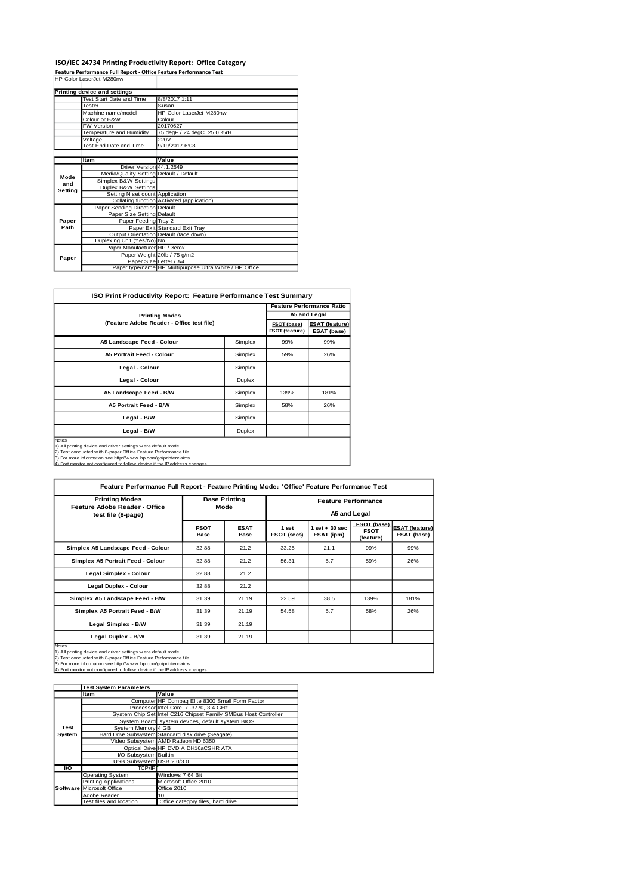# ISO/IEC 24734 Printing Productivity Report: Office Category

**Feature Performance Full Report - Office Feature Performance Test**

HP Color LaserJet M280nw

| | Printing device and settings | |
|---|---|---|
| | Test Start Date and Time | 8/8/2017 1:11 |
| | Tester | Susan |
| | Machine name/model | HP Color LaserJet M280nw |
| | Colour or B&W | Colour |
| | FW Version | 20170627 |
| | Temperature and Humidity | 75 degF / 24 degC 25.0 %rH |
| | Voltage | 220V |
| | Test End Date and Time | 9/19/2017 6:08 |

| | Item | Value |
|---|---|---|
| Mode and Setting | Driver Version | 44.1.2549 |
| | Media/Quality Setting | Default / Default |
| | Simplex B&W Settings | |
| | Duplex B&W Settings | |
| | Setting N set count | Application |
| | Collating function | Activated (application) |
| Paper Path | Paper Sending Direction | Default |
| | Paper Size Setting | Default |
| | Paper Feeding | Tray 2 |
| | Paper Exit | Standard Exit Tray |
| | Output Orientation | Default (face down) |
| | Duplexing Unit (Yes/No) | No |
| Paper | Paper Manufacturer | HP / Xerox |
| | Paper Weight | 20lb / 75 g/m2 |
| | Paper Size | Letter / A4 |
| | Paper type/name | HP Multipurpose Ultra White / HP Office |

## ISO Print Productivity Report: Feature Performance Test Summary

| Printing Modes (Feature Adobe Reader - Office test file) | | Feature Performance Ratio A5 and Legal | |
|---|---|---|---|
| | | FSOT (base) / FSOT (feature) | ESAT (feature) / ESAT (base) |
| A5 Landscape Feed - Colour | Simplex | 99% | 99% |
| A5 Portrait Feed - Colour | Simplex | 59% | 26% |
| Legal - Colour | Simplex | | |
| Legal - Colour | Duplex | | |
| A5 Landscape Feed - B/W | Simplex | 139% | 181% |
| A5 Portrait Feed - B/W | Simplex | 58% | 26% |
| Legal - B/W | Simplex | | |
| Legal - B/W | Duplex | | |

Notes
1) All printing device and driver settings were default mode.
2) Test conducted with 8-paper Office Feature Performance file.
3) For more information see http://www.hp.com/go/printerclaims.
4) Port monitor not configured to follow device if the IP address changes.

## Feature Performance Full Report - Feature Printing Mode: 'Office' Feature Performance Test

| Printing Modes Feature Adobe Reader - Office test file (8-page) | Base Printing Mode | | Feature Performance A5 and Legal | | | |
|---|---|---|---|---|---|---|
| | FSOT Base | ESAT Base | 1 set FSOT (secs) | 1 set + 30 sec ESAT (ipm) | FSOT (base) / FSOT (feature) | ESAT (feature) / ESAT (base) |
| Simplex A5 Landscape Feed - Colour | 32.88 | 21.2 | 33.25 | 21.1 | 99% | 99% |
| Simplex A5 Portrait Feed - Colour | 32.88 | 21.2 | 56.31 | 5.7 | 59% | 26% |
| Legal Simplex - Colour | 32.88 | 21.2 | | | | |
| Legal Duplex - Colour | 32.88 | 21.2 | | | | |
| Simplex A5 Landscape Feed - B/W | 31.39 | 21.19 | 22.59 | 38.5 | 139% | 181% |
| Simplex A5 Portrait Feed - B/W | 31.39 | 21.19 | 54.58 | 5.7 | 58% | 26% |
| Legal Simplex - B/W | 31.39 | 21.19 | | | | |
| Legal Duplex - B/W | 31.39 | 21.19 | | | | |

Notes
1) All printing device and driver settings were default mode.
2) Test conducted with 8-paper Office Feature Performance file
3) For more information see http://www.hp.com/go/printerclaims.
4) Port monitor not configured to follow device if the IP address changes.

| | Test System Parameters | |
|---|---|---|
| | Item | Value |
| Test System | Computer | HP Compaq Elite 8300 Small Form Factor |
| | Processor | Intel Core i7 -3770, 3.4 GHz |
| | System Chip Set | Intel C216 Chipset Family SMBus Host Controller |
| | System Board | system devices, default system BIOS |
| | System Memory | 4 GB |
| | Hard Drive Subsystem | Standard disk drive (Seagate) |
| | Video Subsystem | AMD Radeon HD 6350 |
| | Optical Drive | HP DVD A DH16aCSHR ATA |
| | I/O Subsystem | Builtin |
| | USB Subsystem | USB 2.0/3.0 |
| I/O | TCP/IP | |
| Software | Operating System | Windows 7 64 Bit |
| | Printing Applications | Microsoft Office 2010 |
| | Microsoft Office | Office 2010 |
| | Adobe Reader | 10 |
| | Test files and location | Office category files, hard drive |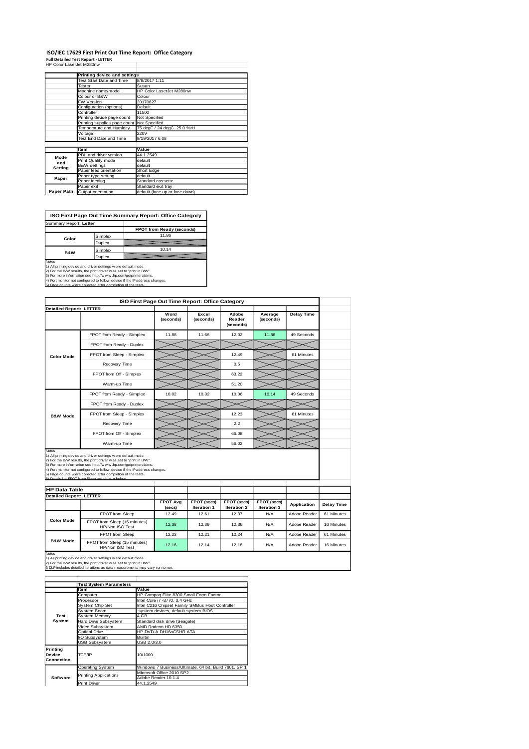# ISO/IEC 17629 First Print Out Time Report: Office Category

**Full Detailed Test Report - LETTER**

HP Color LaserJet M280nw

| | Printing device and settings | |
|---|---|---|
| | Test Start Date and Time | 8/8/2017 1:11 |
| | Tester | Susan |
| | Machine name/model | HP Color LaserJet M280nw |
| | Colour or B&W | Colour |
| | FW Version | 20170627 |
| | Configuration (options) | Default |
| | Controller | 11500 |
| | Printing device page count | Not Specified |
| | Printing supplies page count | Not Specified |
| | Temperature and Humidity | 75 degF / 24 degC 25.0 %rH |
| | Voltage | 220V |
| | Test End Date and Time | 9/19/2017 6:08 |

| | Item | Value |
|---|---|---|
| Mode and Setting | PDL and driver version | 44.1.2549 |
| | Print Quality mode | default |
| | B&W settings | default |
| | Paper feed orientation | Short Edge |
| Paper | Paper type setting | default |
| | Paper feeding | Standard cassette |
| | Paper exit | Standard exit tray |
| Paper Path | Output orientation | default (face up or face down) |

| ISO First Page Out Time Summary Report: Office Category | | |
|---|---|---|
| Summary Report: **Letter** | | |
| | | FPOT from Ready (seconds) |
| Color | Simplex | 11.86 |
| | Duplex | |
| B&W | Simplex | 10.14 |
| | Duplex | |

Notes
1) All printing device and driver settings were default mode.
2) For the B/W results, the print driver was set to "print in B/W".
3) For more information see http://www.hp.com/go/printerclaims.
4) Port monitor not configured to follow device if the IP address changes.
5) Page counts were collected after completion of the tests.

| ISO First Page Out Time Report: Office Category | | | | | | |
|---|---|---|---|---|---|---|
| **Detailed Report: LETTER** | | Word (seconds) | Excel (seconds) | Adobe Reader (seconds) | Average (seconds) | Delay Time |
| Color Mode | FPOT from Ready - Simplex | 11.88 | 11.66 | 12.02 | 11.86 | 49 Seconds |
| | FPOT from Ready - Duplex | | | | | |
| | FPOT from Sleep - Simplex | | | 12.49 | | 61 Minutes |
| | Recovery Time | | | 0.5 | | |
| | FPOT from Off - Simplex | | | 63.22 | | |
| | Warm-up Time | | | 51.20 | | |
| B&W Mode | FPOT from Ready - Simplex | 10.02 | 10.32 | 10.06 | 10.14 | 49 Seconds |
| | FPOT from Ready - Duplex | | | | | |
| | FPOT from Sleep - Simplex | | | 12.23 | | 61 Minutes |
| | Recovery Time | | | 2.2 | | |
| | FPOT from Off - Simplex | | | 66.08 | | |
| | Warm-up Time | | | 56.02 | | |

Notes
1) All printing device and driver settings were default mode.
2) For the B/W results, the print driver was set to "print in B/W".
3) For more information see http://www.hp.com/go/printerclaims.
4) Port monitor not configured to follow device if the IP address changes.
5) Page counts were collected after completion of the tests.
6) Details for FPOT from Sleep are shown below.

| HP Data Table | | | | | | | |
|---|---|---|---|---|---|---|---|
| **Detailed Report: LETTER** | | FPOT Avg (secs) | FPOT (secs) Iteration 1 | FPOT (secs) Iteration 2 | FPOT (secs) Iteration 3 | Application | Delay Time |
| Color Mode | FPOT from Sleep | 12.49 | 12.61 | 12.37 | N/A | Adobe Reader | 61 Minutes |
| | FPOT from Sleep (15 minutes) HP/Non ISO Test | 12.38 | 12.39 | 12.36 | N/A | Adobe Reader | 16 Minutes |
| B&W Mode | FPOT from Sleep | 12.23 | 12.21 | 12.24 | N/A | Adobe Reader | 61 Minutes |
| | FPOT from Sleep (15 minutes) HP/Non ISO Test | 12.16 | 12.14 | 12.18 | N/A | Adobe Reader | 16 Minutes |

Notes
1) All printing device and driver settings were default mode.
2) For the B/W results, the print driver was set to "print in B/W".
3 DLP includes detailed iterations as data measurements may vary run to run.

| | Test System Parameters | |
|---|---|---|
| | Item | Value |
| Test System | Computer | HP Compaq Elite 8300 Small Form Factor |
| | Processor | Intel Core i7 -3770, 3.4 GHz |
| | System Chip Set | Intel C216 Chipset Family SMBus Host Controller |
| | System Board | system devices, default system BIOS |
| | System Memory | 4 GB |
| | Hard Drive Subsystem | Standard disk drive (Seagate) |
| | Video Subsystem | AMD Radeon HD 6350 |
| | Optical Drive | HP DVD A DH16aCSHR ATA |
| | I/O Subsystem | Builtin |
| | USB Subsystem | USB 2.0/3.0 |
| Printing Device Connection | TCP/IP | 10/1000 |
| Software | Operating System | Windows 7 Business/Ultimate, 64 bit, Build 7601, SP 1 |
| | Printing Applications | Microsoft Office 2010 SP2<br>Adobe Reader 10.1.4 |
| | Print Driver | 44.1.2549 |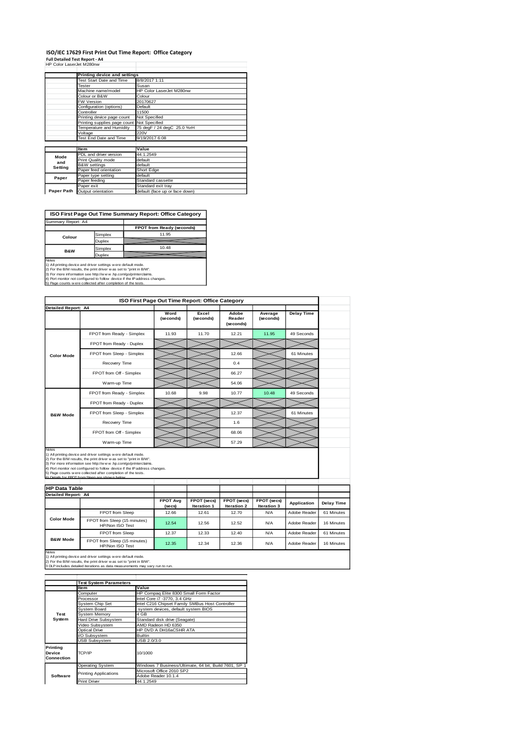# ISO/IEC 17629 First Print Out Time Report: Office Category

**Full Detailed Test Report - A4**

HP Color LaserJet M280nw

| | Printing device and settings | |
|---|---|---|
| | Test Start Date and Time | 8/8/2017 1:11 |
| | Tester | Susan |
| | Machine name/model | HP Color LaserJet M280nw |
| | Colour or B&W | Colour |
| | FW Version | 20170627 |
| | Configuration (options) | Default |
| | Controller | 11500 |
| | Printing device page count | Not Specified |
| | Printing supplies page count | Not Specified |
| | Temperature and Humidity | 75 degF / 24 degC 25.0 %rH |
| | Voltage | 220V |
| | Test End Date and Time | 9/19/2017 6:08 |

| | Item | Value |
|---|---|---|
| Mode and Setting | PDL and driver version | 44.1.2549 |
| | Print Quality mode | default |
| | B&W settings | default |
| | Paper feed orientation | Short Edge |
| Paper | Paper type setting | default |
| | Paper feeding | Standard cassette |
| | Paper exit | Standard exit tray |
| Paper Path | Output orientation | default (face up or face down) |

## ISO First Page Out Time Summary Report: Office Category

Summary Report: A4

| | | FPOT from Ready (seconds) |
|---|---|---|
| Colour | Simplex | 11.95 |
| | Duplex | |
| B&W | Simplex | 10.48 |
| | Duplex | |

Notes
1) All printing device and driver settings were default mode.
2) For the B/W results, the print driver was set to "print in B/W".
3) For more information see http://www.hp.com/go/printerclaims.
4) Port monitor not configured to follow device if the IP address changes.
5) Page counts were collected after completion of the tests.

## ISO First Page Out Time Report: Office Category

Detailed Report: A4

| | | Word (seconds) | Excel (seconds) | Adobe Reader (seconds) | Average (seconds) | Delay Time |
|---|---|---|---|---|---|---|
| Color Mode | FPOT from Ready - Simplex | 11.93 | 11.70 | 12.21 | 11.95 | 49 Seconds |
| | FPOT from Ready - Duplex | | | | | |
| | FPOT from Sleep - Simplex | | | 12.66 | | 61 Minutes |
| | Recovery Time | | | 0.4 | | |
| | FPOT from Off - Simplex | | | 66.27 | | |
| | Warm-up Time | | | 54.06 | | |
| B&W Mode | FPOT from Ready - Simplex | 10.68 | 9.98 | 10.77 | 10.48 | 49 Seconds |
| | FPOT from Ready - Duplex | | | | | |
| | FPOT from Sleep - Simplex | | | 12.37 | | 61 Minutes |
| | Recovery Time | | | 1.6 | | |
| | FPOT from Off - Simplex | | | 68.06 | | |
| | Warm-up Time | | | 57.29 | | |

Notes
1) All printing device and driver settings were default mode.
2) For the B/W results, the print driver was set to "print in B/W".
3) For more information see http://www.hp.com/go/printerclaims.
4) Port monitor not configured to follow device if the IP address changes.
5) Page counts were collected after completion of the tests.
6) Details for FPOT from Sleep are shown below.

## HP Data Table

Detailed Report: A4

| | | FPOT Avg (secs) | FPOT (secs) Iteration 1 | FPOT (secs) Iteration 2 | FPOT (secs) Iteration 3 | Application | Delay Time |
|---|---|---|---|---|---|---|---|
| Color Mode | FPOT from Sleep | 12.66 | 12.61 | 12.70 | N/A | Adobe Reader | 61 Minutes |
| | FPOT from Sleep (15 minutes) HP/Non ISO Test | 12.54 | 12.56 | 12.52 | N/A | Adobe Reader | 16 Minutes |
| B&W Mode | FPOT from Sleep | 12.37 | 12.33 | 12.40 | N/A | Adobe Reader | 61 Minutes |
| | FPOT from Sleep (15 minutes) HP/Non ISO Test | 12.35 | 12.34 | 12.36 | N/A | Adobe Reader | 16 Minutes |

Notes
1) All printing device and driver settings were default mode.
2) For the B/W results, the print driver was set to "print in B/W".
3 DLP includes detailed iterations as data measurements may vary run to run.

| | Test System Parameters | |
|---|---|---|
| | Item | Value |
| Test System | Computer | HP Compaq Elite 8300 Small Form Factor |
| | Processor | Intel Core i7 -3770, 3.4 GHz |
| | System Chip Set | Intel C216 Chipset Family SMBus Host Controller |
| | System Board | system devices, default system BIOS |
| | System Memory | 4 GB |
| | Hard Drive Subsystem | Standard disk drive (Seagate) |
| | Video Subsystem | AMD Radeon HD 6350 |
| | Optical Drive | HP DVD A DH16aCSHR ATA |
| | I/O Subsystem | Builtin |
| | USB Subsystem | USB 2.0/3.0 |
| Printing Device Connection | TCP/IP | 10/1000 |
| Software | Operating System | Windows 7 Business/Ultimate, 64 bit, Build 7601, SP 1 |
| | Printing Applications | Microsoft Office 2010 SP2<br>Adobe Reader 10.1.4 |
| | Print Driver | 44.1.2549 |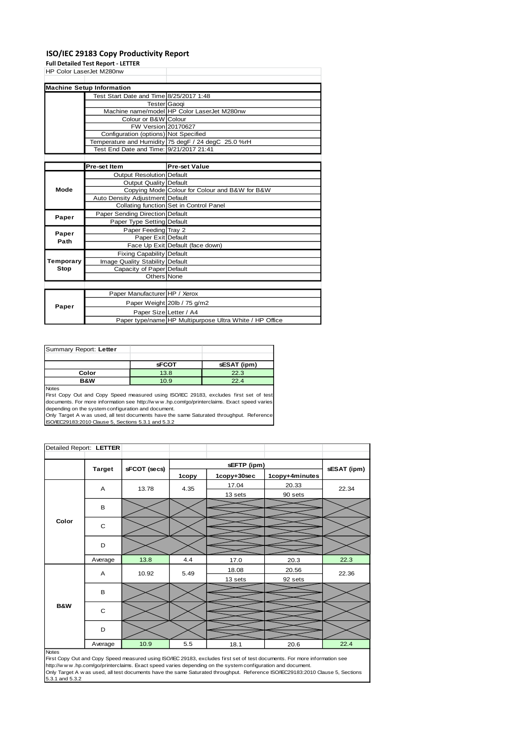# ISO/IEC 29183 Copy Productivity Report

**Full Detailed Test Report - LETTER**

HP Color LaserJet M280nw

| Machine Setup Information | | |
|---|---|---|
| | Test Start Date and Time | 8/25/2017 1:48 |
| | Tester | Gaoqi |
| | Machine name/model | HP Color LaserJet M280nw |
| | Colour or B&W | Colour |
| | FW Version | 20170627 |
| | Configuration (options) | Not Specified |
| | Temperature and Humidity | 75 degF / 24 degC 25.0 %rH |
| | Test End Date and Time: | 9/21/2017 21:41 |

| | Pre-set Item | Pre-set Value |
|---|---|---|
| Mode | Output Resolution | Default |
| | Output Quality | Default |
| | Copying Mode | Colour for Colour and B&W for B&W |
| | Auto Density Adjustment | Default |
| | Collating function | Set in Control Panel |
| Paper | Paper Sending Direction | Default |
| | Paper Type Setting | Default |
| Paper Path | Paper Feeding | Tray 2 |
| | Paper Exit | Default |
| | Face Up Exit | Default (face down) |
| Temporary Stop | Fixing Capability | Default |
| | Image Quality Stability | Default |
| | Capacity of Paper | Default |
| | Others | None |

| | | |
|---|---|---|
| Paper | Paper Manufacturer | HP / Xerox |
| | Paper Weight | 20lb / 75 g/m2 |
| | Paper Size | Letter / A4 |
| | Paper type/name | HP Multipurpose Ultra White / HP Office |

Summary Report: **Letter**

| | sFCOT | sESAT (ipm) |
|---|---|---|
| Color | 13.8 | 22.3 |
| B&W | 10.9 | 22.4 |

Notes
First Copy Out and Copy Speed measured using ISO/IEC 29183, excludes first set of test documents. For more information see http://www.hp.com/go/printerclaims. Exact speed varies depending on the system configuration and document.
Only Target A was used, all test documents have the same Saturated throughput. Reference ISO/IEC29183:2010 Clause 5, Sections 5.3.1 and 5.3.2

Detailed Report: **LETTER**

| | Target | sFCOT (secs) | sEFTP (ipm) | | | sESAT (ipm) |
|---|---|---|---|---|---|---|
| | | | 1copy | 1copy+30sec | 1copy+4minutes | |
| Color | A | 13.78 | 4.35 | 17.04<br>13 sets | 20.33<br>90 sets | 22.34 |
| | B | | | | | |
| | C | | | | | |
| | D | | | | | |
| | Average | 13.8 | 4.4 | 17.0 | 20.3 | 22.3 |
| B&W | A | 10.92 | 5.49 | 18.08<br>13 sets | 20.56<br>92 sets | 22.36 |
| | B | | | | | |
| | C | | | | | |
| | D | | | | | |
| | Average | 10.9 | 5.5 | 18.1 | 20.6 | 22.4 |

Notes
First Copy Out and Copy Speed measured using ISO/IEC 29183, excludes first set of test documents. For more information see http://www.hp.com/go/printerclaims. Exact speed varies depending on the system configuration and document.
Only Target A was used, all test documents have the same Saturated throughput. Reference ISO/IEC29183:2010 Clause 5, Sections 5.3.1 and 5.3.2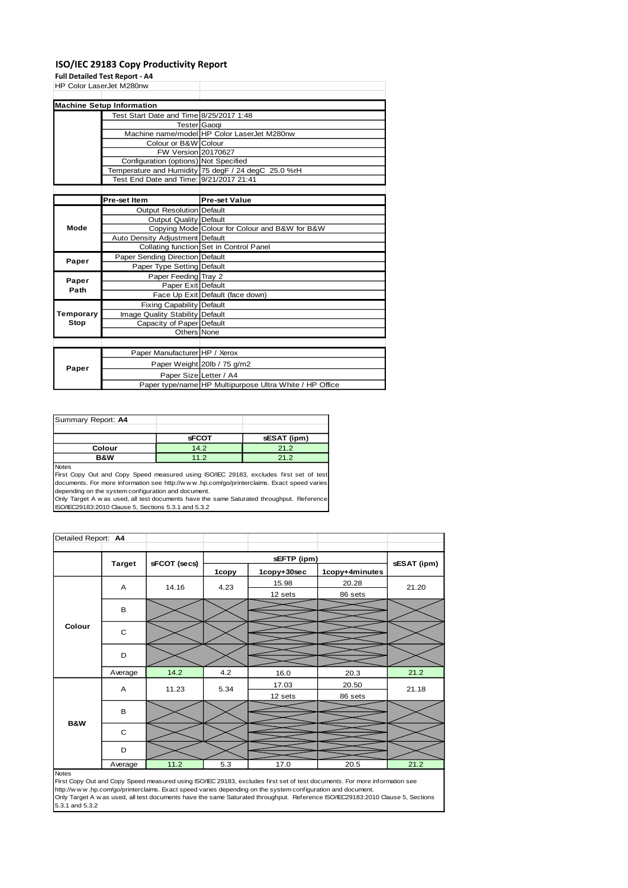## ISO/IEC 29183 Copy Productivity Report

**Full Detailed Test Report - A4**

HP Color LaserJet M280nw

| Machine Setup Information | | |
|---|---|---|
| | Test Start Date and Time | 8/25/2017 1:48 |
| | Tester | Gaoqi |
| | Machine name/model | HP Color LaserJet M280nw |
| | Colour or B&W | Colour |
| | FW Version | 20170627 |
| | Configuration (options) | Not Specified |
| | Temperature and Humidity | 75 degF / 24 degC 25.0 %rH |
| | Test End Date and Time: | 9/21/2017 21:41 |

| | Pre-set Item | Pre-set Value |
|---|---|---|
| Mode | Output Resolution | Default |
| | Output Quality | Default |
| | Copying Mode | Colour for Colour and B&W for B&W |
| | Auto Density Adjustment | Default |
| | Collating function | Set in Control Panel |
| Paper | Paper Sending Direction | Default |
| | Paper Type Setting | Default |
| Paper Path | Paper Feeding | Tray 2 |
| | Paper Exit | Default |
| | Face Up Exit | Default (face down) |
| Temporary Stop | Fixing Capability | Default |
| | Image Quality Stability | Default |
| | Capacity of Paper | Default |
| | Others | None |

| | | |
|---|---|---|
| Paper | Paper Manufacturer | HP / Xerox |
| | Paper Weight | 20lb / 75 g/m2 |
| | Paper Size | Letter / A4 |
| | Paper type/name | HP Multipurpose Ultra White / HP Office |

Summary Report: **A4**

| | sFCOT | sESAT (ipm) |
|---|---|---|
| Colour | 14.2 | 21.2 |
| B&W | 11.2 | 21.2 |

Notes

First Copy Out and Copy Speed measured using ISO/IEC 29183, excludes first set of test documents. For more information see http://www.hp.com/go/printerclaims. Exact speed varies depending on the system configuration and document.

Only Target A was used, all test documents have the same Saturated throughput. Reference ISO/IEC29183:2010 Clause 5, Sections 5.3.1 and 5.3.2

Detailed Report: **A4**

| | Target | sFCOT (secs) | sEFTP (ipm) | | | sESAT (ipm) |
|---|---|---|---|---|---|---|
| | | | 1copy | 1copy+30sec | 1copy+4minutes | |
| Colour | A | 14.16 | 4.23 | 15.98 | 20.28 | 21.20 |
| | | | | 12 sets | 86 sets | |
| | B | | | | | |
| | C | | | | | |
| | D | | | | | |
| | Average | 14.2 | 4.2 | 16.0 | 20.3 | 21.2 |
| B&W | A | 11.23 | 5.34 | 17.03 | 20.50 | 21.18 |
| | | | | 12 sets | 86 sets | |
| | B | | | | | |
| | C | | | | | |
| | D | | | | | |
| | Average | 11.2 | 5.3 | 17.0 | 20.5 | 21.2 |

Notes

First Copy Out and Copy Speed measured using ISO/IEC 29183, excludes first set of test documents. For more information see http://www.hp.com/go/printerclaims. Exact speed varies depending on the system configuration and document.

Only Target A was used, all test documents have the same Saturated throughput. Reference ISO/IEC29183:2010 Clause 5, Sections 5.3.1 and 5.3.2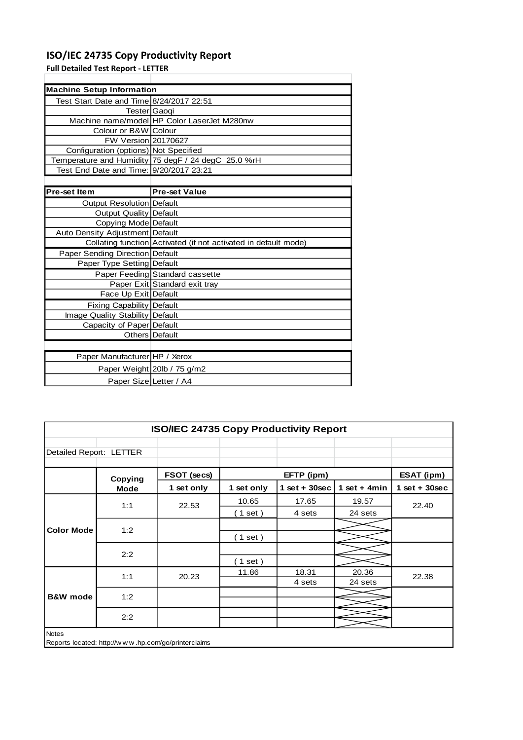# ISO/IEC 24735 Copy Productivity Report

**Full Detailed Test Report - LETTER**

| Machine Setup Information | |
|---|---|
| Test Start Date and Time | 8/24/2017 22:51 |
| Tester | Gaoqi |
| Machine name/model | HP Color LaserJet M280nw |
| Colour or B&W | Colour |
| FW Version | 20170627 |
| Configuration (options) | Not Specified |
| Temperature and Humidity | 75 degF / 24 degC 25.0 %rH |
| Test End Date and Time: | 9/20/2017 23:21 |

| Pre-set Item | Pre-set Value |
|---|---|
| Output Resolution | Default |
| Output Quality | Default |
| Copying Mode | Default |
| Auto Density Adjustment | Default |
| Collating function | Activated (if not activated in default mode) |
| Paper Sending Direction | Default |
| Paper Type Setting | Default |
| Paper Feeding | Standard cassette |
| Paper Exit | Standard exit tray |
| Face Up Exit | Default |
| Fixing Capability | Default |
| Image Quality Stability | Default |
| Capacity of Paper | Default |
| Others | Default |

| | |
|---|---|
| Paper Manufacturer | HP / Xerox |
| Paper Weight | 20lb / 75 g/m2 |
| Paper Size | Letter / A4 |

**ISO/IEC 24735 Copy Productivity Report**

Detailed Report: LETTER

| | Copying Mode | FSOT (secs) | EFTP (ipm) | | | ESAT (ipm) |
|---|---|---|---|---|---|---|
| | | 1 set only | 1 set only | 1 set + 30sec | 1 set + 4min | 1 set + 30sec |
| Color Mode | 1:1 | 22.53 | 10.65 ( 1 set ) | 17.65 4 sets | 19.57 24 sets | 22.40 |
| | 1:2 | | ( 1 set ) | | | |
| | 2:2 | | ( 1 set ) | | | |
| B&W mode | 1:1 | 20.23 | 11.86 | 18.31 4 sets | 20.36 24 sets | 22.38 |
| | 1:2 | | | | | |
| | 2:2 | | | | | |

Notes

Reports located: http://w w w .hp.com/go/printerclaims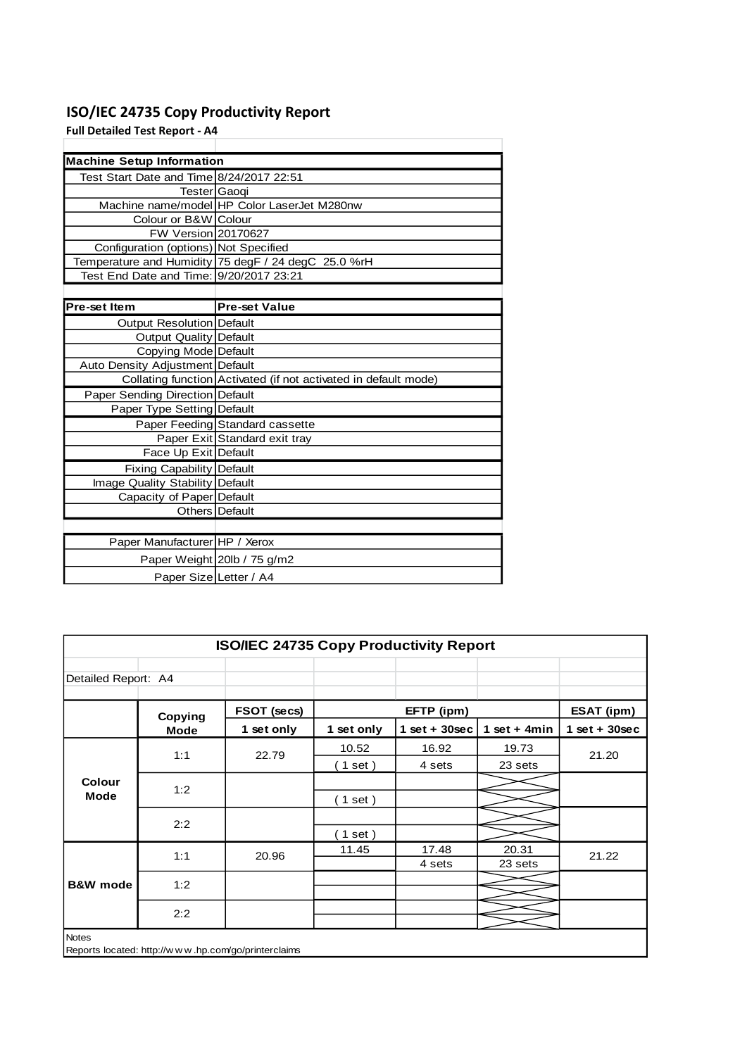# ISO/IEC 24735 Copy Productivity Report

**Full Detailed Test Report - A4**

| Machine Setup Information | |
|---|---|
| Test Start Date and Time | 8/24/2017 22:51 |
| Tester | Gaoqi |
| Machine name/model | HP Color LaserJet M280nw |
| Colour or B&W | Colour |
| FW Version | 20170627 |
| Configuration (options) | Not Specified |
| Temperature and Humidity | 75 degF / 24 degC 25.0 %rH |
| Test End Date and Time: | 9/20/2017 23:21 |

| Pre-set Item | Pre-set Value |
|---|---|
| Output Resolution | Default |
| Output Quality | Default |
| Copying Mode | Default |
| Auto Density Adjustment | Default |
| Collating function | Activated (if not activated in default mode) |
| Paper Sending Direction | Default |
| Paper Type Setting | Default |
| Paper Feeding | Standard cassette |
| Paper Exit | Standard exit tray |
| Face Up Exit | Default |
| Fixing Capability | Default |
| Image Quality Stability | Default |
| Capacity of Paper | Default |
| Others | Default |

| | |
|---|---|
| Paper Manufacturer | HP / Xerox |
| Paper Weight | 20lb / 75 g/m2 |
| Paper Size | Letter / A4 |

**ISO/IEC 24735 Copy Productivity Report**

Detailed Report: A4

| | Copying Mode | FSOT (secs) | EFTP (ipm) | | | ESAT (ipm) |
|---|---|---|---|---|---|---|
| | | 1 set only | 1 set only | 1 set + 30sec | 1 set + 4min | 1 set + 30sec |
| Colour Mode | 1:1 | 22.79 | 10.52 (1 set) | 16.92 (4 sets) | 19.73 (23 sets) | 21.20 |
| | 1:2 | | (1 set) | | | |
| | 2:2 | | (1 set) | | | |
| B&W mode | 1:1 | 20.96 | 11.45 | 17.48 (4 sets) | 20.31 (23 sets) | 21.22 |
| | 1:2 | | | | | |
| | 2:2 | | | | | |

Notes

Reports located: http://www.hp.com/go/printerclaims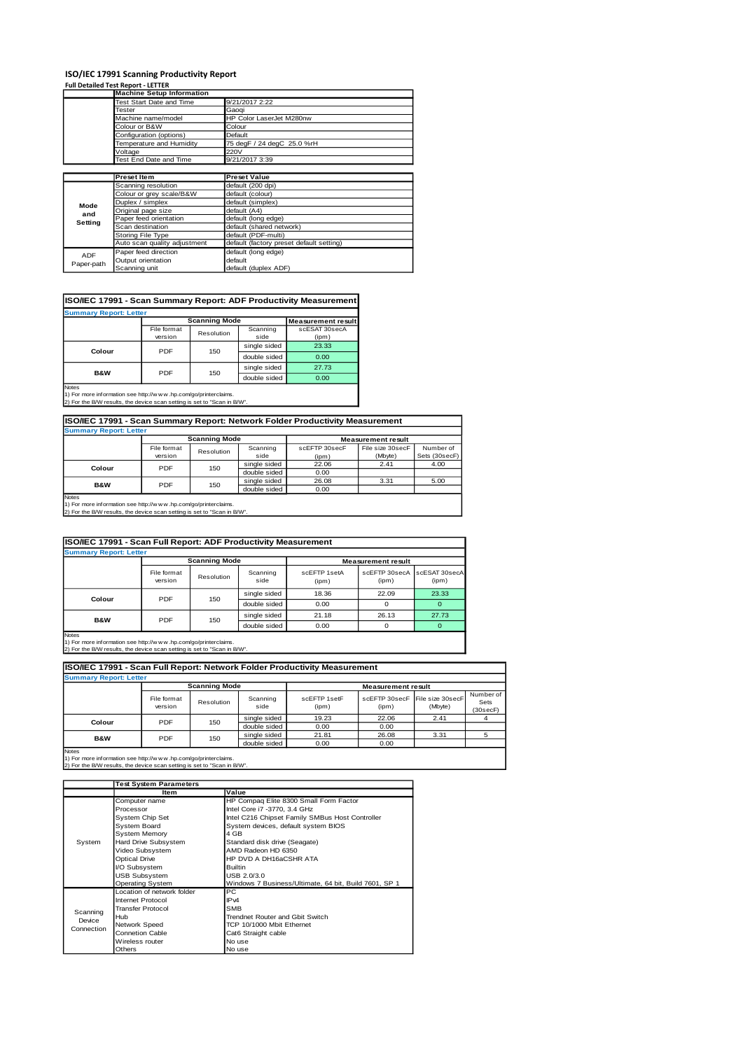# ISO/IEC 17991 Scanning Productivity Report

**Full Detailed Test Report - LETTER**

| | Machine Setup Information | |
|---|---|---|
| | Test Start Date and Time | 9/21/2017 2:22 |
| | Tester | Gaoqi |
| | Machine name/model | HP Color LaserJet M280nw |
| | Colour or B&W | Colour |
| | Configuration (options) | Default |
| | Temperature and Humidity | 75 degF / 24 degC 25.0 %rH |
| | Voltage | 220V |
| | Test End Date and Time | 9/21/2017 3:39 |

| | Preset Item | Preset Value |
|---|---|---|
| Mode and Setting | Scanning resolution | default (200 dpi) |
| | Colour or grey scale/B&W | default (colour) |
| | Duplex / simplex | default (simplex) |
| | Original page size | default (A4) |
| | Paper feed orientation | default (long edge) |
| | Scan destination | default (shared network) |
| | Storing File Type | default (PDF-multi) |
| | Auto scan quality adjustment | default (factory preset default setting) |
| ADF Paper-path | Paper feed direction | default (long edge) |
| | Output orientation | default |
| | Scanning unit | default (duplex ADF) |

## ISO/IEC 17991 - Scan Summary Report: ADF Productivity Measurement

**Summary Report: Letter**

| | Scanning Mode | | | Measurement result |
|---|---|---|---|---|
| | File format version | Resolution | Scanning side | scESAT 30secA (ipm) |
| Colour | PDF | 150 | single sided | 23.33 |
| | | | double sided | 0.00 |
| B&W | PDF | 150 | single sided | 27.73 |
| | | | double sided | 0.00 |

Notes
1) For more information see http://www.hp.com/go/printerclaims.
2) For the B/W results, the device scan setting is set to "Scan in B/W".

## ISO/IEC 17991 - Scan Summary Report: Network Folder Productivity Measurement

**Summary Report: Letter**

| | Scanning Mode | | | Measurement result | | |
|---|---|---|---|---|---|---|
| | File format version | Resolution | Scanning side | scEFTP 30secF (ipm) | File size 30secF (Mbyte) | Number of Sets (30secF) |
| Colour | PDF | 150 | single sided | 22.06 | 2.41 | 4.00 |
| | | | double sided | 0.00 | | |
| B&W | PDF | 150 | single sided | 26.08 | 3.31 | 5.00 |
| | | | double sided | 0.00 | | |

Notes
1) For more information see http://www.hp.com/go/printerclaims.
2) For the B/W results, the device scan setting is set to "Scan in B/W".

## ISO/IEC 17991 - Scan Full Report: ADF Productivity Measurement

**Summary Report: Letter**

| | Scanning Mode | | | Measurement result | | |
|---|---|---|---|---|---|---|
| | File format version | Resolution | Scanning side | scEFTP 1setA (ipm) | scEFTP 30secA (ipm) | scESAT 30secA (ipm) |
| Colour | PDF | 150 | single sided | 18.36 | 22.09 | 23.33 |
| | | | double sided | 0.00 | 0 | 0 |
| B&W | PDF | 150 | single sided | 21.18 | 26.13 | 27.73 |
| | | | double sided | 0.00 | 0 | 0 |

Notes
1) For more information see http://www.hp.com/go/printerclaims.
2) For the B/W results, the device scan setting is set to "Scan in B/W".

## ISO/IEC 17991 - Scan Full Report: Network Folder Productivity Measurement

**Summary Report: Letter**

| | Scanning Mode | | | Measurement result | | | |
|---|---|---|---|---|---|---|---|
| | File format version | Resolution | Scanning side | scEFTP 1setF (ipm) | scEFTP 30secF (ipm) | File size 30secF (Mbyte) | Number of Sets (30secF) |
| Colour | PDF | 150 | single sided | 19.23 | 22.06 | 2.41 | 4 |
| | | | double sided | 0.00 | 0.00 | | |
| B&W | PDF | 150 | single sided | 21.81 | 26.08 | 3.31 | 5 |
| | | | double sided | 0.00 | 0.00 | | |

Notes
1) For more information see http://www.hp.com/go/printerclaims.
2) For the B/W results, the device scan setting is set to "Scan in B/W".

| | Test System Parameters | |
|---|---|---|
| | Item | Value |
| System | Computer name | HP Compaq Elite 8300 Small Form Factor |
| | Processor | Intel Core i7 -3770, 3.4 GHz |
| | System Chip Set | Intel C216 Chipset Family SMBus Host Controller |
| | System Board | System devices, default system BIOS |
| | System Memory | 4 GB |
| | Hard Drive Subsystem | Standard disk drive (Seagate) |
| | Video Subsystem | AMD Radeon HD 6350 |
| | Optical Drive | HP DVD A DH16aCSHR ATA |
| | I/O Subsystem | Builtin |
| | USB Subsystem | USB 2.0/3.0 |
| | Operating System | Windows 7 Business/Ultimate, 64 bit, Build 7601, SP 1 |
| Scanning Device Connection | Location of network folder | PC |
| | Internet Protocol | IPv4 |
| | Transfer Protocol | SMB |
| | Hub | Trendnet Router and Gbit Switch |
| | Network Speed | TCP 10/1000 Mbit Ethernet |
| | Connetion Cable | Cat6 Straight cable |
| | Wireless router | No use |
| | Others | No use |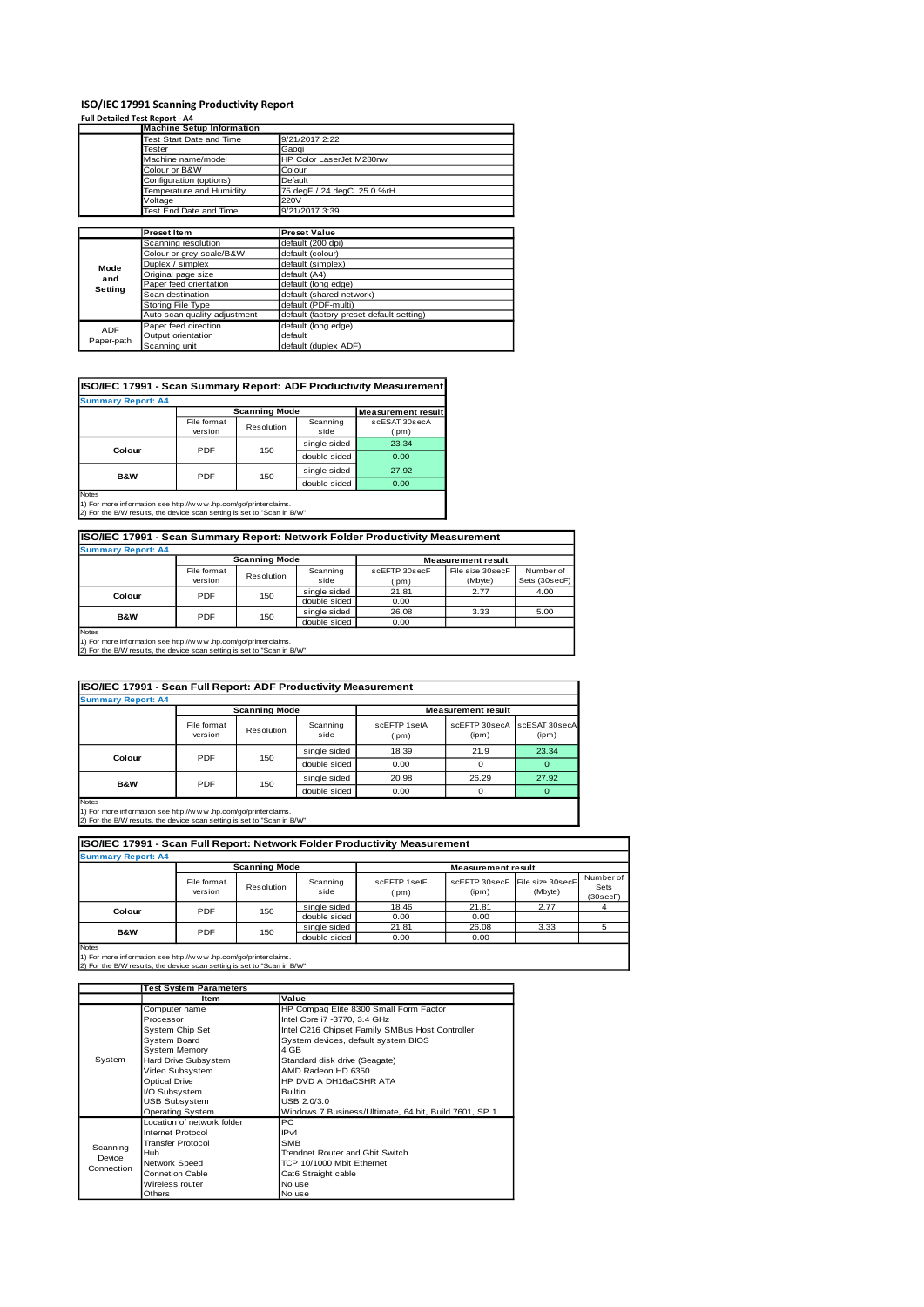# ISO/IEC 17991 Scanning Productivity Report

**Full Detailed Test Report - A4**

| | Machine Setup Information | |
|---|---|---|
| | Test Start Date and Time | 9/21/2017 2:22 |
| | Tester | Gaoqi |
| | Machine name/model | HP Color LaserJet M280nw |
| | Colour or B&W | Colour |
| | Configuration (options) | Default |
| | Temperature and Humidity | 75 degF / 24 degC 25.0 %rH |
| | Voltage | 220V |
| | Test End Date and Time | 9/21/2017 3:39 |

| | Preset Item | Preset Value |
|---|---|---|
| Mode and Setting | Scanning resolution | default (200 dpi) |
| | Colour or grey scale/B&W | default (colour) |
| | Duplex / simplex | default (simplex) |
| | Original page size | default (A4) |
| | Paper feed orientation | default (long edge) |
| | Scan destination | default (shared network) |
| | Storing File Type | default (PDF-multi) |
| | Auto scan quality adjustment | default (factory preset default setting) |
| ADF Paper-path | Paper feed direction | default (long edge) |
| | Output orientation | default |
| | Scanning unit | default (duplex ADF) |

## ISO/IEC 17991 - Scan Summary Report: ADF Productivity Measurement

**Summary Report: A4**

| | Scanning Mode | | | Measurement result |
|---|---|---|---|---|
| | File format version | Resolution | Scanning side | scESAT 30secA (ipm) |
| Colour | PDF | 150 | single sided | 23.34 |
| | | | double sided | 0.00 |
| B&W | PDF | 150 | single sided | 27.92 |
| | | | double sided | 0.00 |

Notes
1) For more information see http://www.hp.com/go/printerclaims.
2) For the B/W results, the device scan setting is set to "Scan in B/W".

## ISO/IEC 17991 - Scan Summary Report: Network Folder Productivity Measurement

**Summary Report: A4**

| | Scanning Mode | | | Measurement result | | |
|---|---|---|---|---|---|---|
| | File format version | Resolution | Scanning side | scEFTP 30secF (ipm) | File size 30secF (Mbyte) | Number of Sets (30secF) |
| Colour | PDF | 150 | single sided | 21.81 | 2.77 | 4.00 |
| | | | double sided | 0.00 | | |
| B&W | PDF | 150 | single sided | 26.08 | 3.33 | 5.00 |
| | | | double sided | 0.00 | | |

Notes
1) For more information see http://www.hp.com/go/printerclaims.
2) For the B/W results, the device scan setting is set to "Scan in B/W".

## ISO/IEC 17991 - Scan Full Report: ADF Productivity Measurement

**Summary Report: A4**

| | Scanning Mode | | | Measurement result | | |
|---|---|---|---|---|---|---|
| | File format version | Resolution | Scanning side | scEFTP 1setA (ipm) | scEFTP 30secA (ipm) | scESAT 30secA (ipm) |
| Colour | PDF | 150 | single sided | 18.39 | 21.9 | 23.34 |
| | | | double sided | 0.00 | 0 | 0 |
| B&W | PDF | 150 | single sided | 20.98 | 26.29 | 27.92 |
| | | | double sided | 0.00 | 0 | 0 |

Notes
1) For more information see http://www.hp.com/go/printerclaims.
2) For the B/W results, the device scan setting is set to "Scan in B/W".

## ISO/IEC 17991 - Scan Full Report: Network Folder Productivity Measurement

**Summary Report: A4**

| | Scanning Mode | | | Measurement result | | | |
|---|---|---|---|---|---|---|---|
| | File format version | Resolution | Scanning side | scEFTP 1setF (ipm) | scEFTP 30secF (ipm) | File size 30secF (Mbyte) | Number of Sets (30secF) |
| Colour | PDF | 150 | single sided | 18.46 | 21.81 | 2.77 | 4 |
| | | | double sided | 0.00 | 0.00 | | |
| B&W | PDF | 150 | single sided | 21.81 | 26.08 | 3.33 | 5 |
| | | | double sided | 0.00 | 0.00 | | |

Notes
1) For more information see http://www.hp.com/go/printerclaims.
2) For the B/W results, the device scan setting is set to "Scan in B/W".

| | Test System Parameters | |
|---|---|---|
| | Item | Value |
| System | Computer name | HP Compaq Elite 8300 Small Form Factor |
| | Processor | Intel Core i7 -3770, 3.4 GHz |
| | System Chip Set | Intel C216 Chipset Family SMBus Host Controller |
| | System Board | System devices, default system BIOS |
| | System Memory | 4 GB |
| | Hard Drive Subsystem | Standard disk drive (Seagate) |
| | Video Subsystem | AMD Radeon HD 6350 |
| | Optical Drive | HP DVD A DH16aCSHR ATA |
| | I/O Subsystem | Builtin |
| | USB Subsystem | USB 2.0/3.0 |
| | Operating System | Windows 7 Business/Ultimate, 64 bit, Build 7601, SP 1 |
| Scanning Device Connection | Location of network folder | PC |
| | Internet Protocol | IPv4 |
| | Transfer Protocol | SMB |
| | Hub | Trendnet Router and Gbit Switch |
| | Network Speed | TCP 10/1000 Mbit Ethernet |
| | Connetion Cable | Cat6 Straight cable |
| | Wireless router | No use |
| | Others | No use |